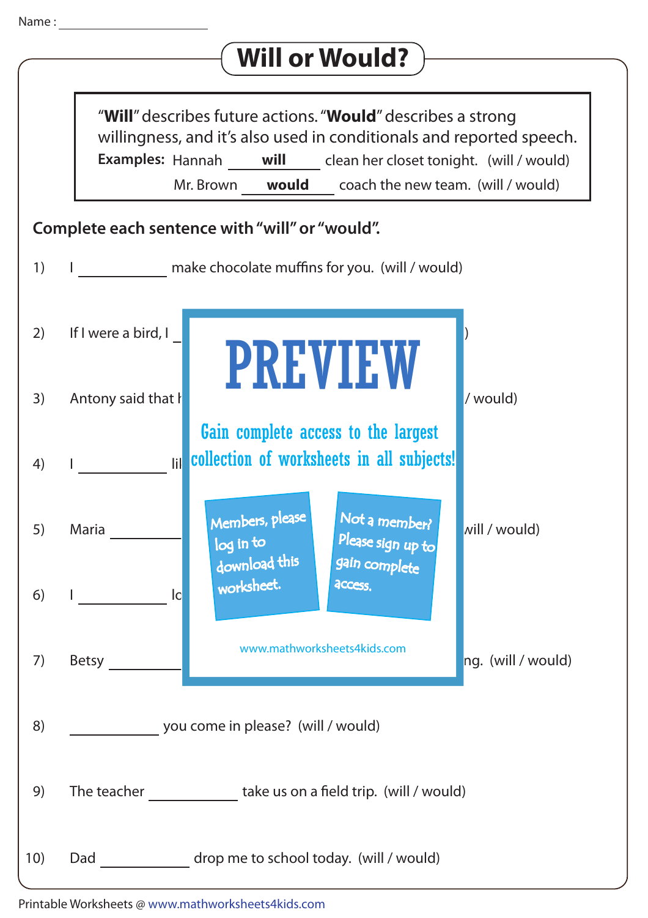Name : ____________________

# Will or Would?

"**Will**" describes future actions. "**Would**" describes a strong willingness, and it's also used in conditionals and reported speech.

**Examples:** Hannah **will** clean her closet tonight. (will / would)

Mr. Brown **would** coach the new team. (will / would)

**Complete each sentence with "will" or "would".**

1) I ____________ make chocolate muffins for you. (will / would)

2) If I were a bird, I _ )

3) Antony said that h / would)

4) I ____________ lil

5) Maria ____________ will / would)

6) I ____________ lo

7) Betsy ____________ ng. (will / would)

8) ____________ you come in please? (will / would)

9) The teacher ____________ take us on a field trip. (will / would)

10) Dad ____________ drop me to school today. (will / would)

PREVIEW

Gain complete access to the largest collection of worksheets in all subjects!

Members, please log in to download this worksheet.

Not a member? Please sign up to gain complete access.

www.mathworksheets4kids.com

Printable Worksheets @ www.mathworksheets4kids.com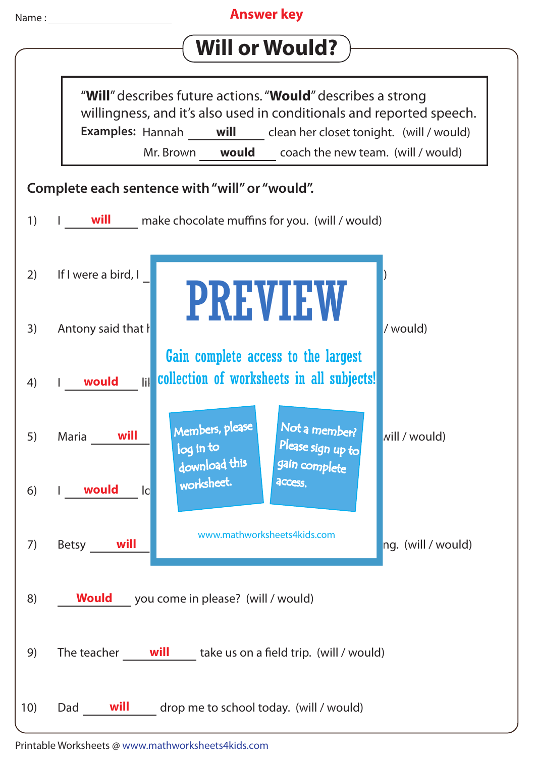Name : ____________________

**Answer key**

# Will or Would?

"**Will**" describes future actions. "**Would**" describes a strong willingness, and it's also used in conditionals and reported speech.

**Examples:** Hannah **will** clean her closet tonight. (will / would)

Mr. Brown **would** coach the new team. (will / would)

**Complete each sentence with "will" or "would".**

1) I **will** make chocolate muffins for you. (will / would)

2) If I were a bird, I _ )

3) Antony said that h / would)

4) I **would** lil

5) Maria **will** will / would)

6) I **would** lo

7) Betsy **will** ng. (will / would)

8) **Would** you come in please? (will / would)

9) The teacher **will** take us on a field trip. (will / would)

10) Dad **will** drop me to school today. (will / would)

PREVIEW

Gain complete access to the largest collection of worksheets in all subjects!

Members, please log in to download this worksheet.

Not a member? Please sign up to gain complete access.

www.mathworksheets4kids.com

Printable Worksheets @ www.mathworksheets4kids.com